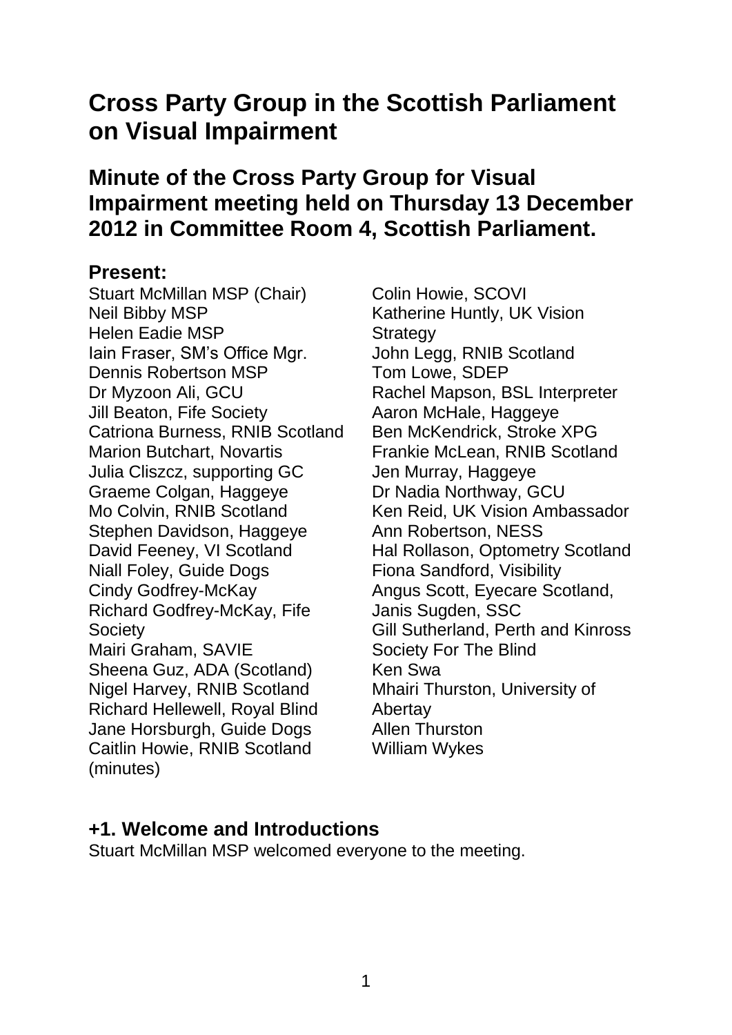# Cross Party Group in the Scottish Parliament on Visual Impairment

## Minute of the Cross Party Group for Visual Impairment meeting held on Thursday 13 December 2012 in Committee Room 4, Scottish Parliament.

### Present:

Stuart McMillan MSP (Chair)
Neil Bibby MSP
Helen Eadie MSP
Iain Fraser, SM's Office Mgr.
Dennis Robertson MSP
Dr Myzoon Ali, GCU
Jill Beaton, Fife Society
Catriona Burness, RNIB Scotland
Marion Butchart, Novartis
Julia Cliszcz, supporting GC
Graeme Colgan, Haggeye
Mo Colvin, RNIB Scotland
Stephen Davidson, Haggeye
David Feeney, VI Scotland
Niall Foley, Guide Dogs
Cindy Godfrey-McKay
Richard Godfrey-McKay, Fife Society
Mairi Graham, SAVIE
Sheena Guz, ADA (Scotland)
Nigel Harvey, RNIB Scotland
Richard Hellewell, Royal Blind
Jane Horsburgh, Guide Dogs
Caitlin Howie, RNIB Scotland (minutes)
Colin Howie, SCOVI
Katherine Huntly, UK Vision Strategy
John Legg, RNIB Scotland
Tom Lowe, SDEP
Rachel Mapson, BSL Interpreter
Aaron McHale, Haggeye
Ben McKendrick, Stroke XPG
Frankie McLean, RNIB Scotland
Jen Murray, Haggeye
Dr Nadia Northway, GCU
Ken Reid, UK Vision Ambassador
Ann Robertson, NESS
Hal Rollason, Optometry Scotland
Fiona Sandford, Visibility
Angus Scott, Eyecare Scotland,
Janis Sugden, SSC
Gill Sutherland, Perth and Kinross Society For The Blind
Ken Swa
Mhairi Thurston, University of Abertay
Allen Thurston
William Wykes

### +1. Welcome and Introductions

Stuart McMillan MSP welcomed everyone to the meeting.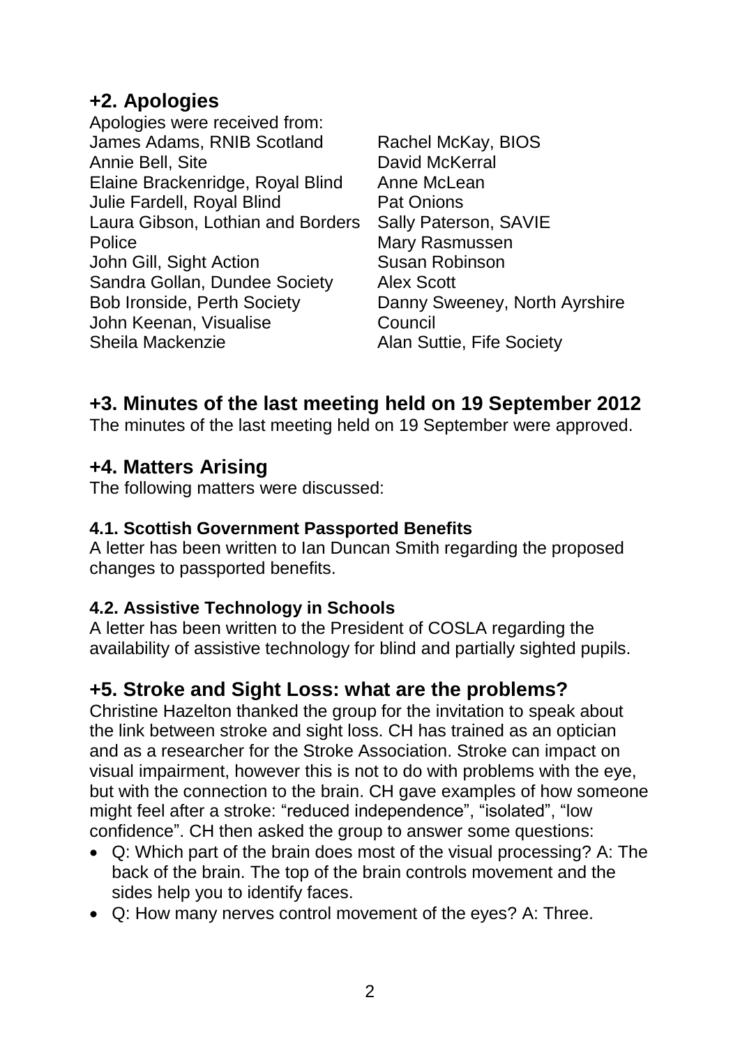## +2. Apologies

Apologies were received from:

James Adams, RNIB Scotland
Annie Bell, Site
Elaine Brackenridge, Royal Blind
Julie Fardell, Royal Blind
Laura Gibson, Lothian and Borders Police
John Gill, Sight Action
Sandra Gollan, Dundee Society
Bob Ironside, Perth Society
John Keenan, Visualise
Sheila Mackenzie
Rachel McKay, BIOS
David McKerral
Anne McLean
Pat Onions
Sally Paterson, SAVIE
Mary Rasmussen
Susan Robinson
Alex Scott
Danny Sweeney, North Ayrshire Council
Alan Suttie, Fife Society

## +3. Minutes of the last meeting held on 19 September 2012

The minutes of the last meeting held on 19 September were approved.

## +4. Matters Arising

The following matters were discussed:

### 4.1. Scottish Government Passported Benefits

A letter has been written to Ian Duncan Smith regarding the proposed changes to passported benefits.

### 4.2. Assistive Technology in Schools

A letter has been written to the President of COSLA regarding the availability of assistive technology for blind and partially sighted pupils.

## +5. Stroke and Sight Loss: what are the problems?

Christine Hazelton thanked the group for the invitation to speak about the link between stroke and sight loss. CH has trained as an optician and as a researcher for the Stroke Association. Stroke can impact on visual impairment, however this is not to do with problems with the eye, but with the connection to the brain. CH gave examples of how someone might feel after a stroke: "reduced independence", "isolated", "low confidence". CH then asked the group to answer some questions:

- Q: Which part of the brain does most of the visual processing? A: The back of the brain. The top of the brain controls movement and the sides help you to identify faces.
- Q: How many nerves control movement of the eyes? A: Three.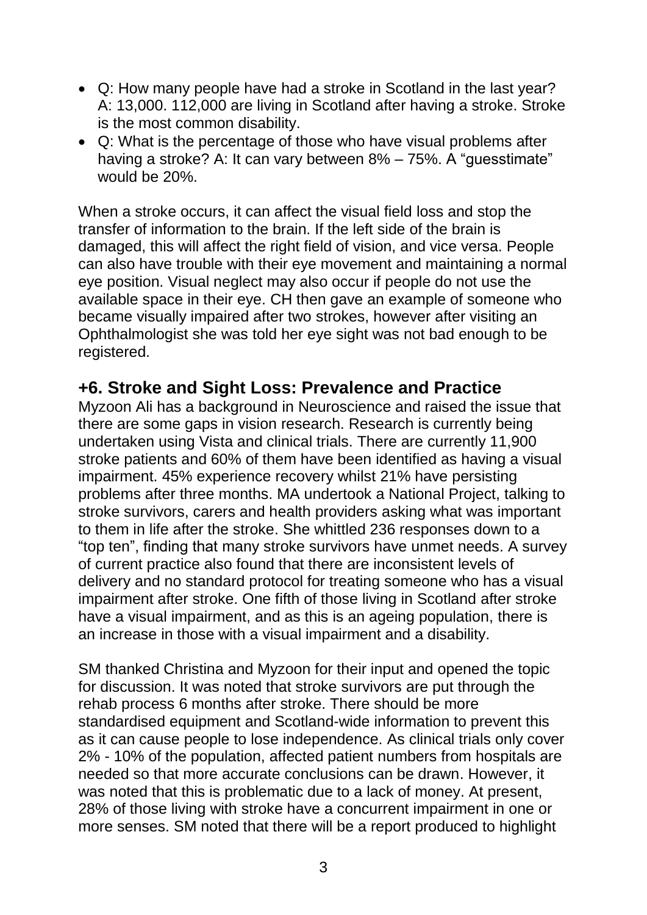- Q: How many people have had a stroke in Scotland in the last year? A: 13,000. 112,000 are living in Scotland after having a stroke. Stroke is the most common disability.
- Q: What is the percentage of those who have visual problems after having a stroke? A: It can vary between 8% – 75%. A "guesstimate" would be 20%.

When a stroke occurs, it can affect the visual field loss and stop the transfer of information to the brain. If the left side of the brain is damaged, this will affect the right field of vision, and vice versa. People can also have trouble with their eye movement and maintaining a normal eye position. Visual neglect may also occur if people do not use the available space in their eye. CH then gave an example of someone who became visually impaired after two strokes, however after visiting an Ophthalmologist she was told her eye sight was not bad enough to be registered.

## +6. Stroke and Sight Loss: Prevalence and Practice

Myzoon Ali has a background in Neuroscience and raised the issue that there are some gaps in vision research. Research is currently being undertaken using Vista and clinical trials. There are currently 11,900 stroke patients and 60% of them have been identified as having a visual impairment. 45% experience recovery whilst 21% have persisting problems after three months. MA undertook a National Project, talking to stroke survivors, carers and health providers asking what was important to them in life after the stroke. She whittled 236 responses down to a "top ten", finding that many stroke survivors have unmet needs. A survey of current practice also found that there are inconsistent levels of delivery and no standard protocol for treating someone who has a visual impairment after stroke. One fifth of those living in Scotland after stroke have a visual impairment, and as this is an ageing population, there is an increase in those with a visual impairment and a disability.

SM thanked Christina and Myzoon for their input and opened the topic for discussion. It was noted that stroke survivors are put through the rehab process 6 months after stroke. There should be more standardised equipment and Scotland-wide information to prevent this as it can cause people to lose independence. As clinical trials only cover 2% - 10% of the population, affected patient numbers from hospitals are needed so that more accurate conclusions can be drawn. However, it was noted that this is problematic due to a lack of money. At present, 28% of those living with stroke have a concurrent impairment in one or more senses. SM noted that there will be a report produced to highlight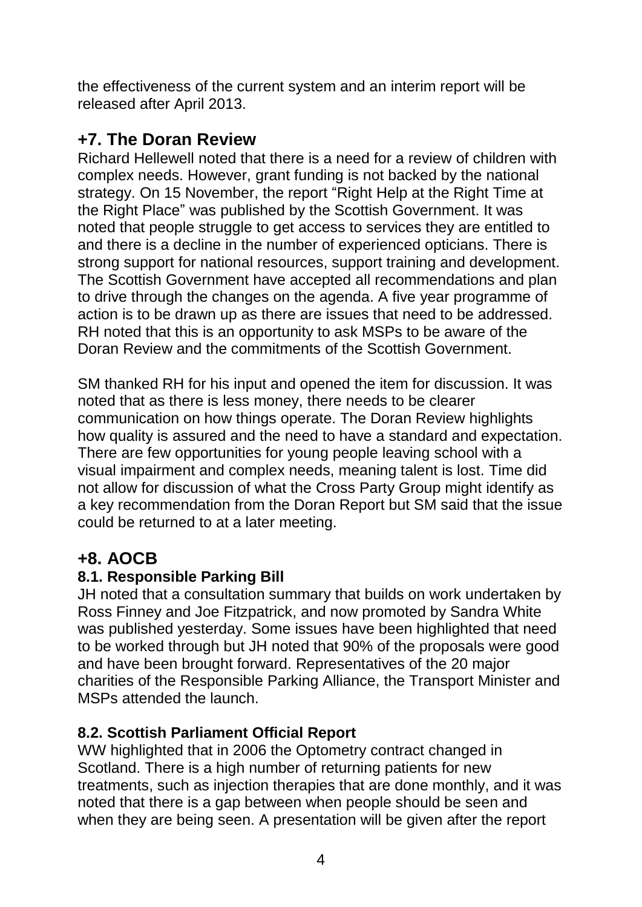the effectiveness of the current system and an interim report will be released after April 2013.

## +7. The Doran Review

Richard Hellewell noted that there is a need for a review of children with complex needs. However, grant funding is not backed by the national strategy. On 15 November, the report "Right Help at the Right Time at the Right Place" was published by the Scottish Government. It was noted that people struggle to get access to services they are entitled to and there is a decline in the number of experienced opticians. There is strong support for national resources, support training and development. The Scottish Government have accepted all recommendations and plan to drive through the changes on the agenda. A five year programme of action is to be drawn up as there are issues that need to be addressed. RH noted that this is an opportunity to ask MSPs to be aware of the Doran Review and the commitments of the Scottish Government.

SM thanked RH for his input and opened the item for discussion. It was noted that as there is less money, there needs to be clearer communication on how things operate. The Doran Review highlights how quality is assured and the need to have a standard and expectation. There are few opportunities for young people leaving school with a visual impairment and complex needs, meaning talent is lost. Time did not allow for discussion of what the Cross Party Group might identify as a key recommendation from the Doran Report but SM said that the issue could be returned to at a later meeting.

## +8. AOCB

### 8.1. Responsible Parking Bill

JH noted that a consultation summary that builds on work undertaken by Ross Finney and Joe Fitzpatrick, and now promoted by Sandra White was published yesterday. Some issues have been highlighted that need to be worked through but JH noted that 90% of the proposals were good and have been brought forward. Representatives of the 20 major charities of the Responsible Parking Alliance, the Transport Minister and MSPs attended the launch.

### 8.2. Scottish Parliament Official Report

WW highlighted that in 2006 the Optometry contract changed in Scotland. There is a high number of returning patients for new treatments, such as injection therapies that are done monthly, and it was noted that there is a gap between when people should be seen and when they are being seen. A presentation will be given after the report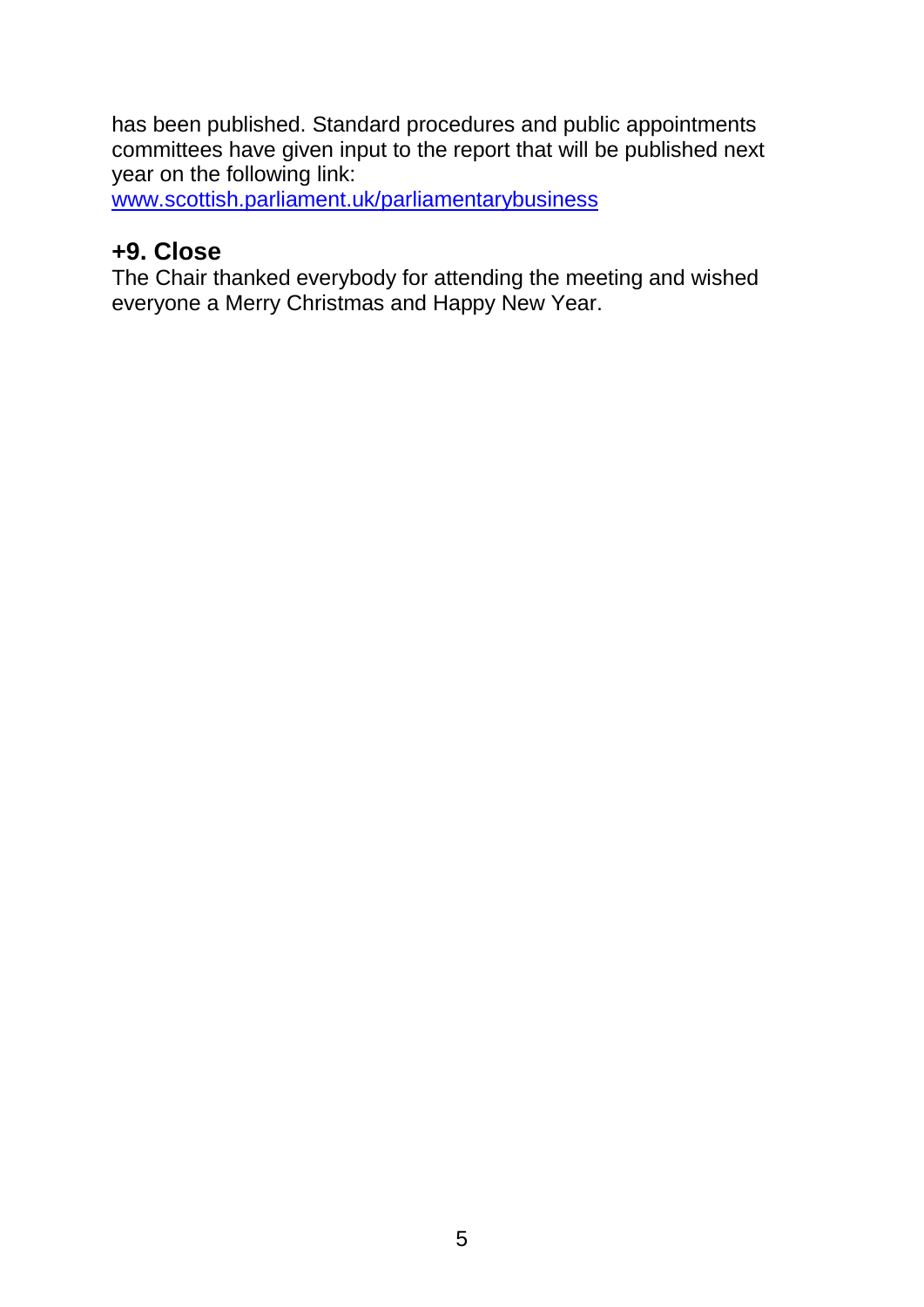has been published. Standard procedures and public appointments committees have given input to the report that will be published next year on the following link:
[www.scottish.parliament.uk/parliamentarybusiness](http://www.scottish.parliament.uk/parliamentarybusiness)

## +9. Close

The Chair thanked everybody for attending the meeting and wished everyone a Merry Christmas and Happy New Year.